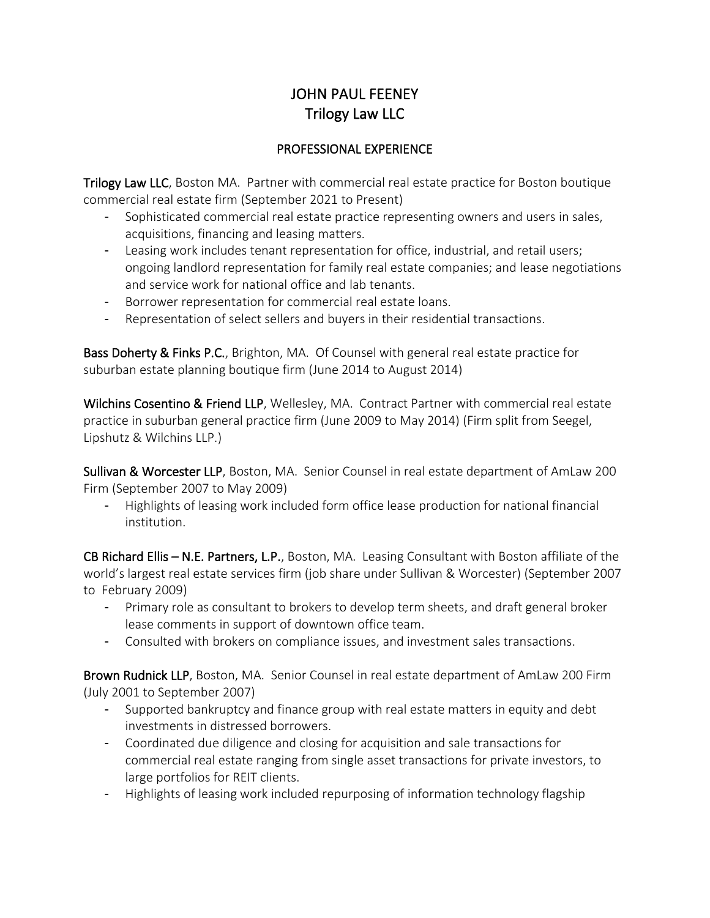# JOHN PAUL FEENEY
## Trilogy Law LLC

## PROFESSIONAL EXPERIENCE

**Trilogy Law LLC**, Boston MA. Partner with commercial real estate practice for Boston boutique commercial real estate firm (September 2021 to Present)

- Sophisticated commercial real estate practice representing owners and users in sales, acquisitions, financing and leasing matters.
- Leasing work includes tenant representation for office, industrial, and retail users; ongoing landlord representation for family real estate companies; and lease negotiations and service work for national office and lab tenants.
- Borrower representation for commercial real estate loans.
- Representation of select sellers and buyers in their residential transactions.

**Bass Doherty & Finks P.C.**, Brighton, MA. Of Counsel with general real estate practice for suburban estate planning boutique firm (June 2014 to August 2014)

**Wilchins Cosentino & Friend LLP**, Wellesley, MA. Contract Partner with commercial real estate practice in suburban general practice firm (June 2009 to May 2014) (Firm split from Seegel, Lipshutz & Wilchins LLP.)

**Sullivan & Worcester LLP**, Boston, MA. Senior Counsel in real estate department of AmLaw 200 Firm (September 2007 to May 2009)

- Highlights of leasing work included form office lease production for national financial institution.

**CB Richard Ellis – N.E. Partners, L.P.**, Boston, MA. Leasing Consultant with Boston affiliate of the world's largest real estate services firm (job share under Sullivan & Worcester) (September 2007 to February 2009)

- Primary role as consultant to brokers to develop term sheets, and draft general broker lease comments in support of downtown office team.
- Consulted with brokers on compliance issues, and investment sales transactions.

**Brown Rudnick LLP**, Boston, MA. Senior Counsel in real estate department of AmLaw 200 Firm (July 2001 to September 2007)

- Supported bankruptcy and finance group with real estate matters in equity and debt investments in distressed borrowers.
- Coordinated due diligence and closing for acquisition and sale transactions for commercial real estate ranging from single asset transactions for private investors, to large portfolios for REIT clients.
- Highlights of leasing work included repurposing of information technology flagship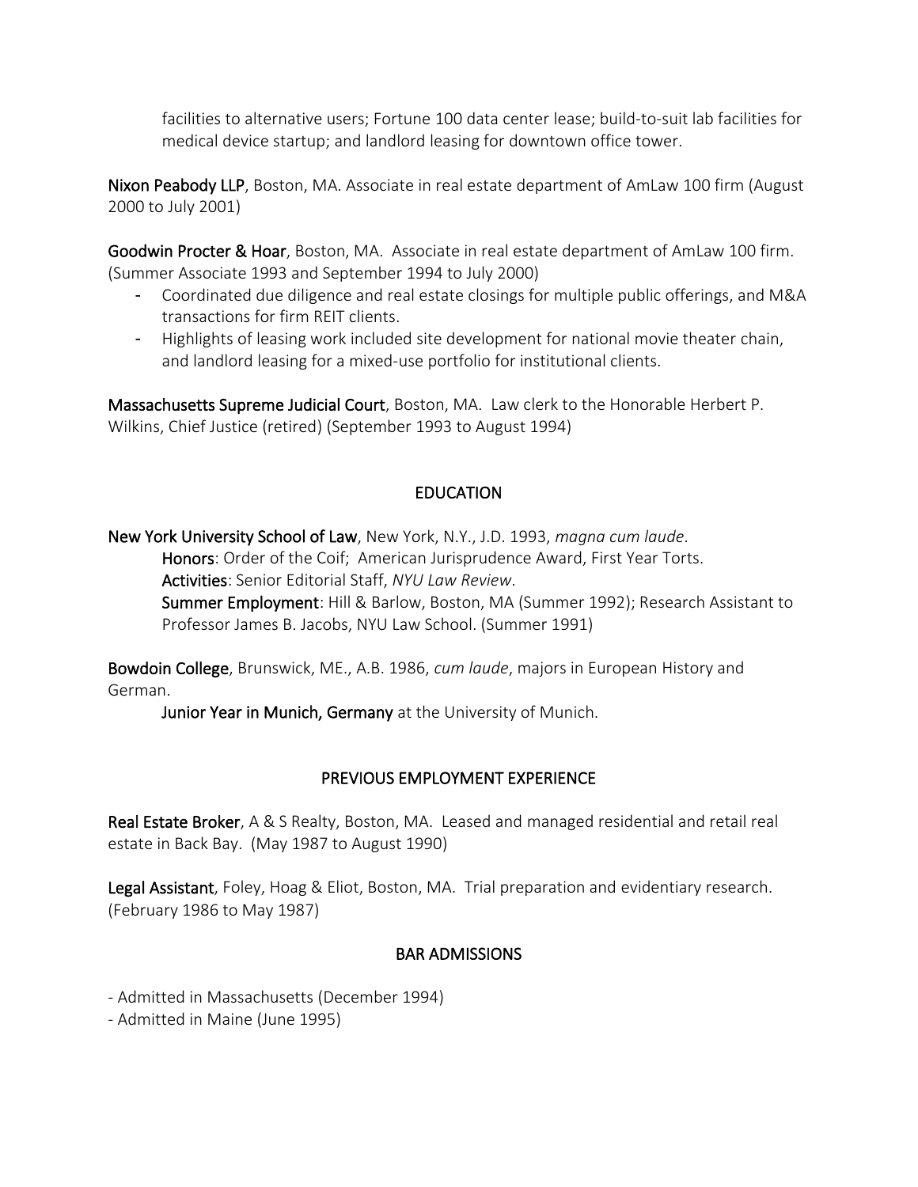facilities to alternative users; Fortune 100 data center lease; build-to-suit lab facilities for medical device startup; and landlord leasing for downtown office tower.

**Nixon Peabody LLP**, Boston, MA. Associate in real estate department of AmLaw 100 firm (August 2000 to July 2001)

**Goodwin Procter & Hoar**, Boston, MA. Associate in real estate department of AmLaw 100 firm. (Summer Associate 1993 and September 1994 to July 2000)

- Coordinated due diligence and real estate closings for multiple public offerings, and M&A transactions for firm REIT clients.
- Highlights of leasing work included site development for national movie theater chain, and landlord leasing for a mixed-use portfolio for institutional clients.

**Massachusetts Supreme Judicial Court**, Boston, MA. Law clerk to the Honorable Herbert P. Wilkins, Chief Justice (retired) (September 1993 to August 1994)

## EDUCATION

**New York University School of Law**, New York, N.Y., J.D. 1993, *magna cum laude*.

> **Honors**: Order of the Coif; American Jurisprudence Award, First Year Torts.
> **Activities**: Senior Editorial Staff, *NYU Law Review*.
> **Summer Employment**: Hill & Barlow, Boston, MA (Summer 1992); Research Assistant to Professor James B. Jacobs, NYU Law School. (Summer 1991)

**Bowdoin College**, Brunswick, ME., A.B. 1986, *cum laude*, majors in European History and German.

> **Junior Year in Munich, Germany** at the University of Munich.

## PREVIOUS EMPLOYMENT EXPERIENCE

**Real Estate Broker**, A & S Realty, Boston, MA. Leased and managed residential and retail real estate in Back Bay. (May 1987 to August 1990)

**Legal Assistant**, Foley, Hoag & Eliot, Boston, MA. Trial preparation and evidentiary research. (February 1986 to May 1987)

## BAR ADMISSIONS

- Admitted in Massachusetts (December 1994)
- Admitted in Maine (June 1995)